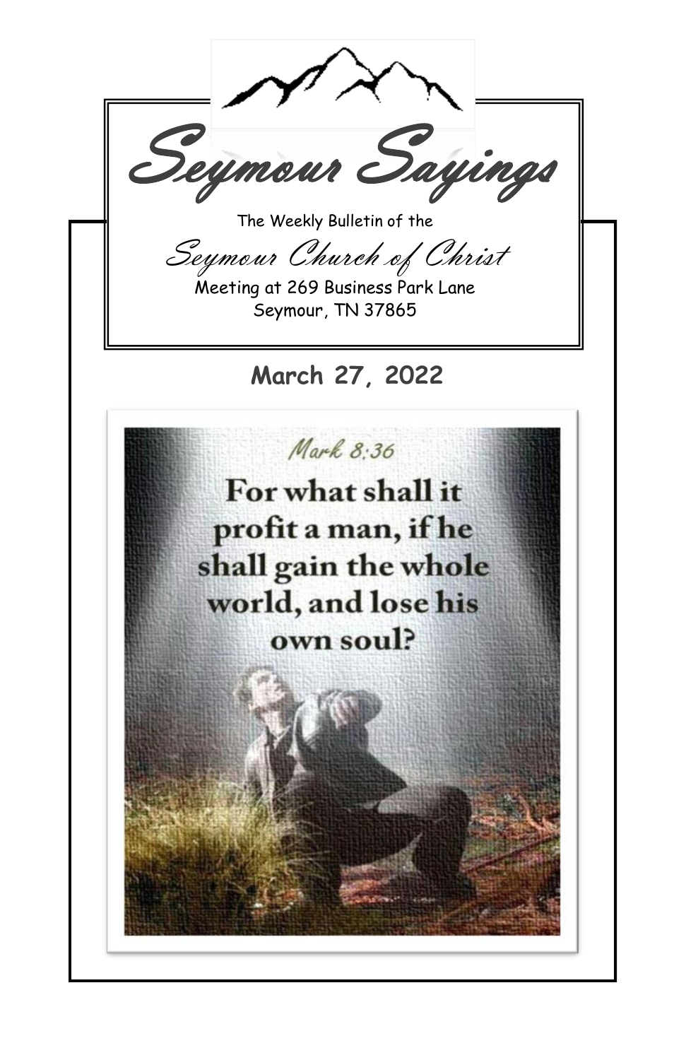# Seymour Sayings

The Weekly Bulletin of the

## Seymour Church of Christ

Meeting at 269 Business Park Lane
Seymour, TN 37865

**March 27, 2022**

*Mark 8:36*

**For what shall it profit a man, if he shall gain the whole world, and lose his own soul?**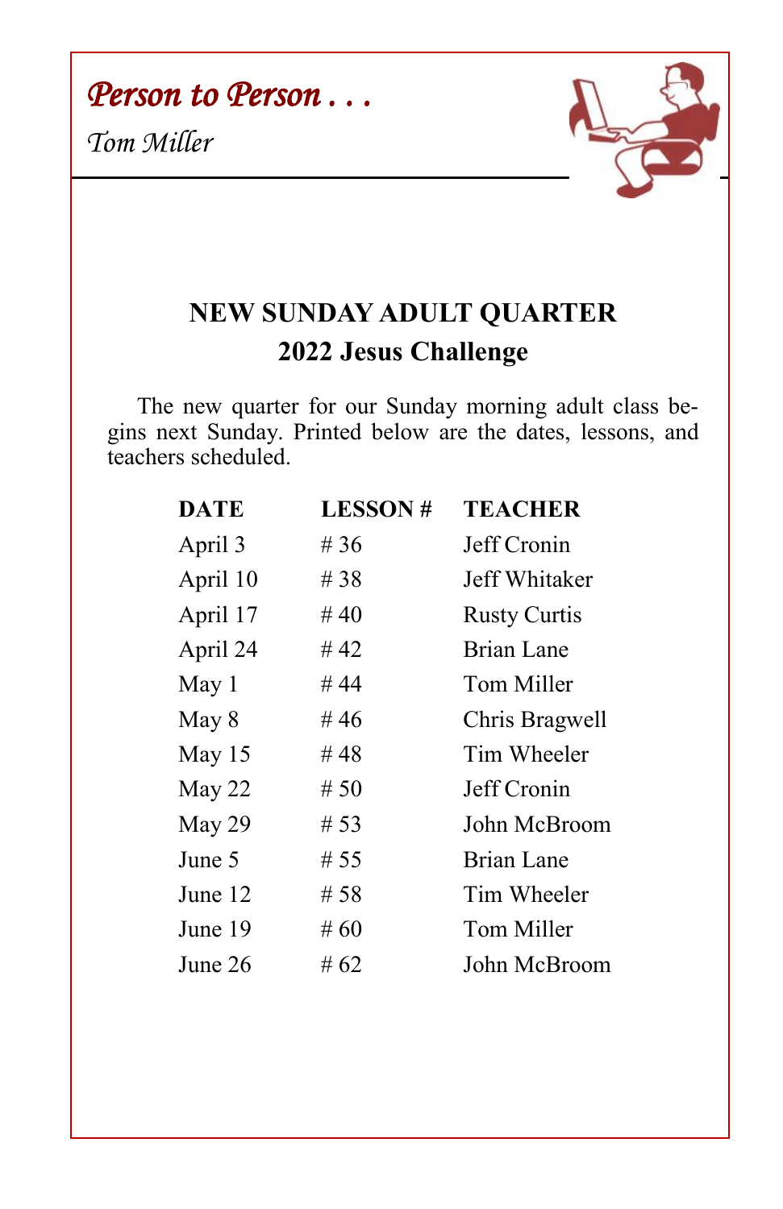*Person to Person . . .*

*Tom Miller*

## NEW SUNDAY ADULT QUARTER
## 2022 Jesus Challenge

The new quarter for our Sunday morning adult class begins next Sunday. Printed below are the dates, lessons, and teachers scheduled.

| DATE | LESSON # | TEACHER |
|---|---|---|
| April 3 | # 36 | Jeff Cronin |
| April 10 | # 38 | Jeff Whitaker |
| April 17 | # 40 | Rusty Curtis |
| April 24 | # 42 | Brian Lane |
| May 1 | # 44 | Tom Miller |
| May 8 | # 46 | Chris Bragwell |
| May 15 | # 48 | Tim Wheeler |
| May 22 | # 50 | Jeff Cronin |
| May 29 | # 53 | John McBroom |
| June 5 | # 55 | Brian Lane |
| June 12 | # 58 | Tim Wheeler |
| June 19 | # 60 | Tom Miller |
| June 26 | # 62 | John McBroom |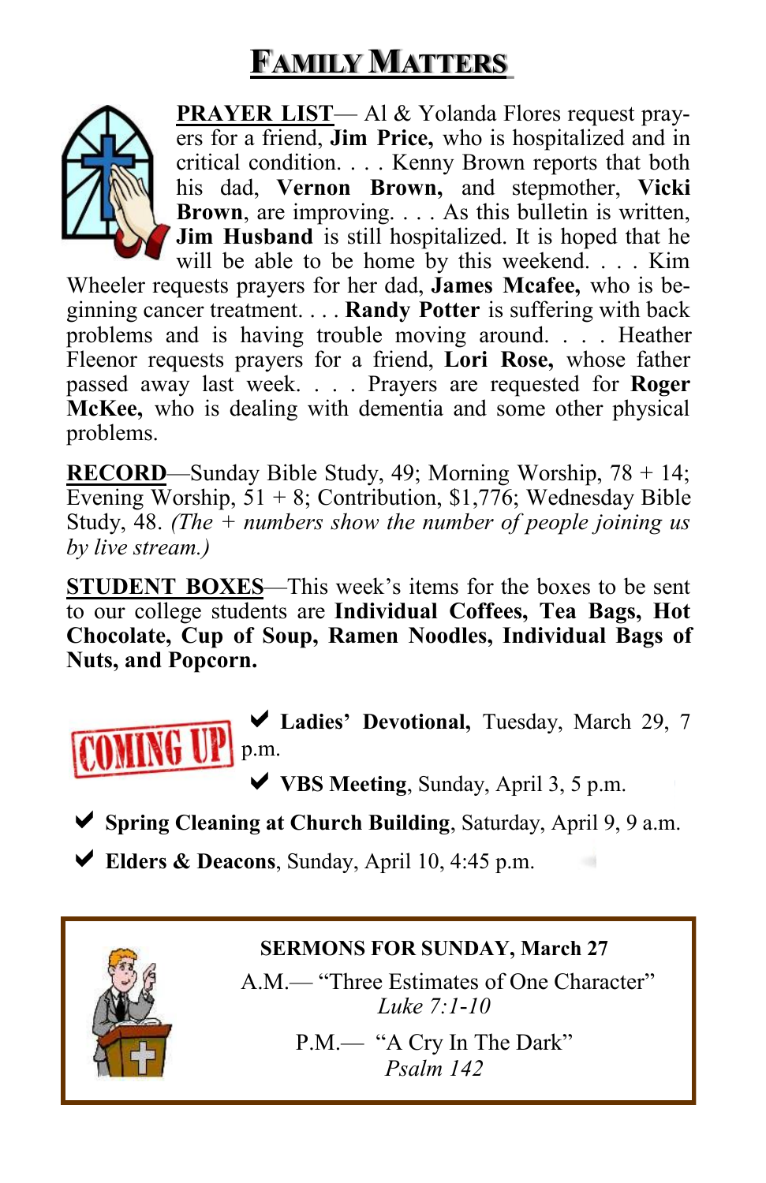# FAMILY MATTERS

**PRAYER LIST**— Al & Yolanda Flores request prayers for a friend, **Jim Price,** who is hospitalized and in critical condition. . . . Kenny Brown reports that both his dad, **Vernon Brown,** and stepmother, **Vicki Brown**, are improving. . . . As this bulletin is written, **Jim Husband** is still hospitalized. It is hoped that he will be able to be home by this weekend. . . . Kim Wheeler requests prayers for her dad, **James Mcafee,** who is beginning cancer treatment. . . . **Randy Potter** is suffering with back problems and is having trouble moving around. . . . Heather Fleenor requests prayers for a friend, **Lori Rose,** whose father passed away last week. . . . Prayers are requested for **Roger McKee,** who is dealing with dementia and some other physical problems.

**RECORD**—Sunday Bible Study, 49; Morning Worship, 78 + 14; Evening Worship, 51 + 8; Contribution, $1,776; Wednesday Bible Study, 48. *(The + numbers show the number of people joining us by live stream.)*

**STUDENT BOXES**—This week's items for the boxes to be sent to our college students are **Individual Coffees, Tea Bags, Hot Chocolate, Cup of Soup, Ramen Noodles, Individual Bags of Nuts, and Popcorn.**

## COMING UP

- ✔ **Ladies' Devotional,** Tuesday, March 29, 7 p.m.
- ✔ **VBS Meeting**, Sunday, April 3, 5 p.m.
- ✔ **Spring Cleaning at Church Building**, Saturday, April 9, 9 a.m.
- ✔ **Elders & Deacons**, Sunday, April 10, 4:45 p.m.

**SERMONS FOR SUNDAY, March 27**

A.M.— "Three Estimates of One Character"
*Luke 7:1-10*

P.M.— "A Cry In The Dark"
*Psalm 142*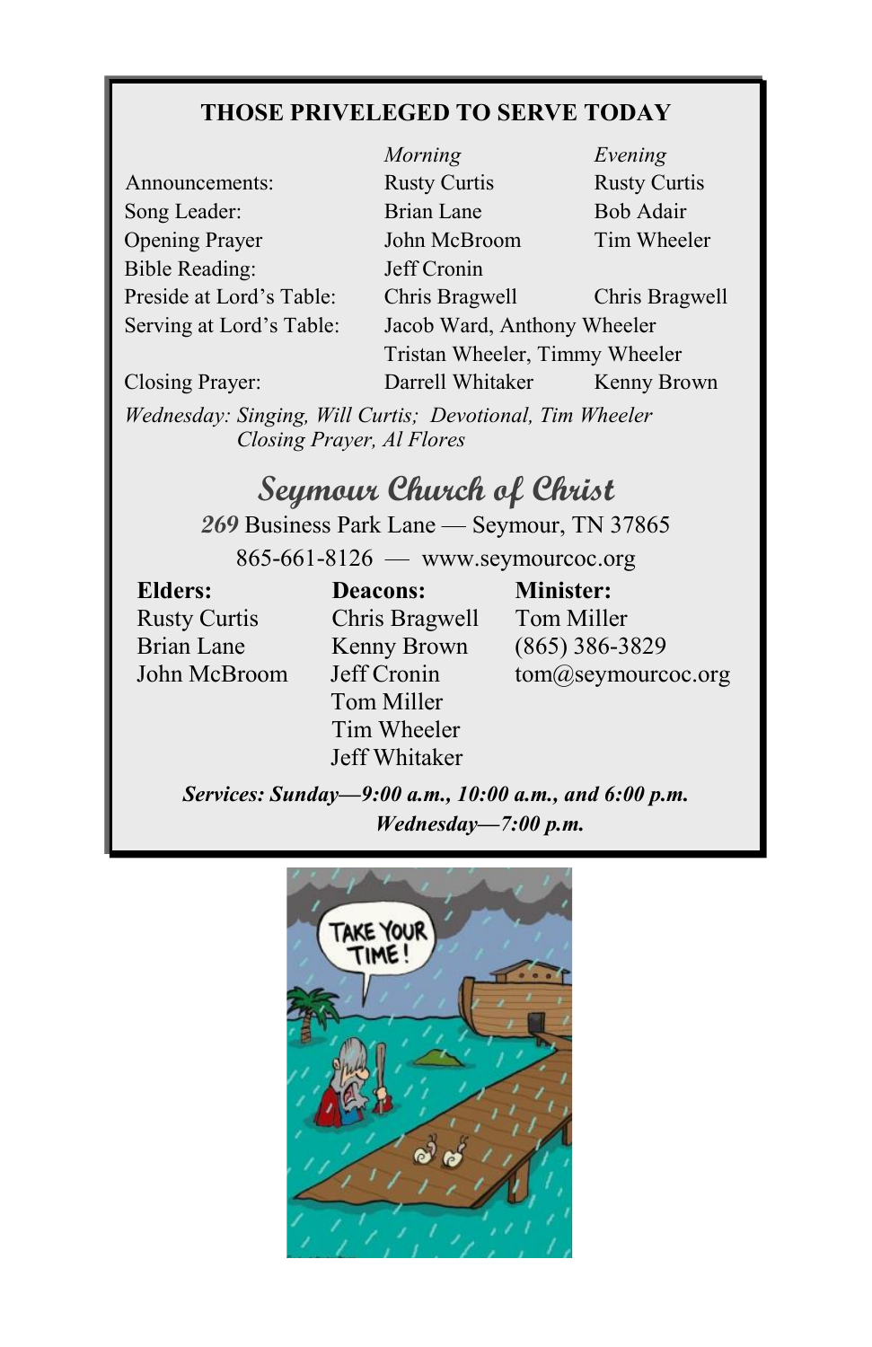## THOSE PRIVELEGED TO SERVE TODAY

| | *Morning* | *Evening* |
|---|---|---|
| Announcements: | Rusty Curtis | Rusty Curtis |
| Song Leader: | Brian Lane | Bob Adair |
| Opening Prayer | John McBroom | Tim Wheeler |
| Bible Reading: | Jeff Cronin | |
| Preside at Lord's Table: | Chris Bragwell | Chris Bragwell |
| Serving at Lord's Table: | Jacob Ward, Anthony Wheeler<br>Tristan Wheeler, Timmy Wheeler | |
| Closing Prayer: | Darrell Whitaker | Kenny Brown |

*Wednesday: Singing, Will Curtis; Devotional, Tim Wheeler*
*Closing Prayer, Al Flores*

# Seymour Church of Christ

*269* Business Park Lane — Seymour, TN 37865

865-661-8126 — www.seymourcoc.org

| **Elders:** | **Deacons:** | **Minister:** |
|---|---|---|
| Rusty Curtis | Chris Bragwell | Tom Miller |
| Brian Lane | Kenny Brown | (865) 386-3829 |
| John McBroom | Jeff Cronin | tom@seymourcoc.org |
| | Tom Miller | |
| | Tim Wheeler | |
| | Jeff Whitaker | |

***Services: Sunday—9:00 a.m., 10:00 a.m., and 6:00 p.m.***
***Wednesday—7:00 p.m.***